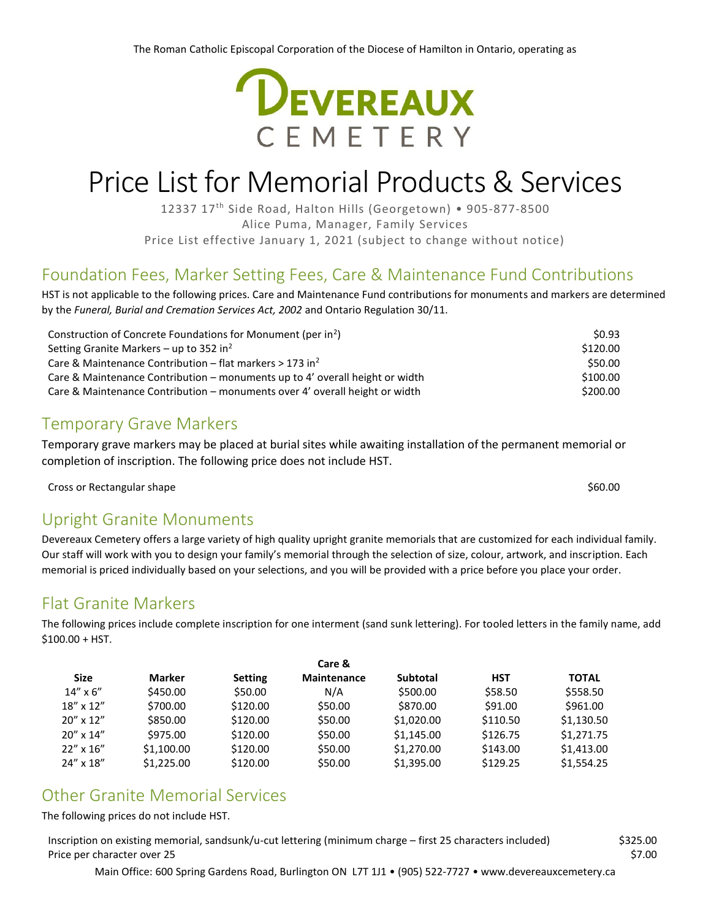The Roman Catholic Episcopal Corporation of the Diocese of Hamilton in Ontario, operating as

**DEVEREAUX CEMETERY**

# Price List for Memorial Products & Services

12337 17th Side Road, Halton Hills (Georgetown) • 905-877-8500
Alice Puma, Manager, Family Services
Price List effective January 1, 2021 (subject to change without notice)

## Foundation Fees, Marker Setting Fees, Care & Maintenance Fund Contributions

HST is not applicable to the following prices. Care and Maintenance Fund contributions for monuments and markers are determined by the *Funeral, Burial and Cremation Services Act, 2002* and Ontario Regulation 30/11.

| | |
|---|---|
| Construction of Concrete Foundations for Monument (per $in^2$) | $0.93 |
| Setting Granite Markers – up to 352 $in^2$ | $120.00 |
| Care & Maintenance Contribution – flat markers > 173 $in^2$ | $50.00 |
| Care & Maintenance Contribution – monuments up to 4' overall height or width | $100.00 |
| Care & Maintenance Contribution – monuments over 4' overall height or width | $200.00 |

## Temporary Grave Markers

Temporary grave markers may be placed at burial sites while awaiting installation of the permanent memorial or completion of inscription. The following price does not include HST.

| | |
|---|---|
| Cross or Rectangular shape | $60.00 |

## Upright Granite Monuments

Devereaux Cemetery offers a large variety of high quality upright granite memorials that are customized for each individual family. Our staff will work with you to design your family's memorial through the selection of size, colour, artwork, and inscription. Each memorial is priced individually based on your selections, and you will be provided with a price before you place your order.

## Flat Granite Markers

The following prices include complete inscription for one interment (sand sunk lettering). For tooled letters in the family name, add $100.00 + HST.

| Size | Marker | Setting | Care & Maintenance | Subtotal | HST | TOTAL |
|---|---|---|---|---|---|---|
| 14" x 6" | $450.00 | $50.00 | N/A | $500.00 | $58.50 | $558.50 |
| 18" x 12" | $700.00 | $120.00 | $50.00 | $870.00 | $91.00 | $961.00 |
| 20" x 12" | $850.00 | $120.00 | $50.00 | $1,020.00 | $110.50 | $1,130.50 |
| 20" x 14" | $975.00 | $120.00 | $50.00 | $1,145.00 | $126.75 | $1,271.75 |
| 22" x 16" | $1,100.00 | $120.00 | $50.00 | $1,270.00 | $143.00 | $1,413.00 |
| 24" x 18" | $1,225.00 | $120.00 | $50.00 | $1,395.00 | $129.25 | $1,554.25 |

## Other Granite Memorial Services

The following prices do not include HST.

| | |
|---|---|
| Inscription on existing memorial, sandsunk/u-cut lettering (minimum charge – first 25 characters included) | $325.00 |
| Price per character over 25 | $7.00 |

Main Office: 600 Spring Gardens Road, Burlington ON L7T 1J1 • (905) 522-7727 • www.devereauxcemetery.ca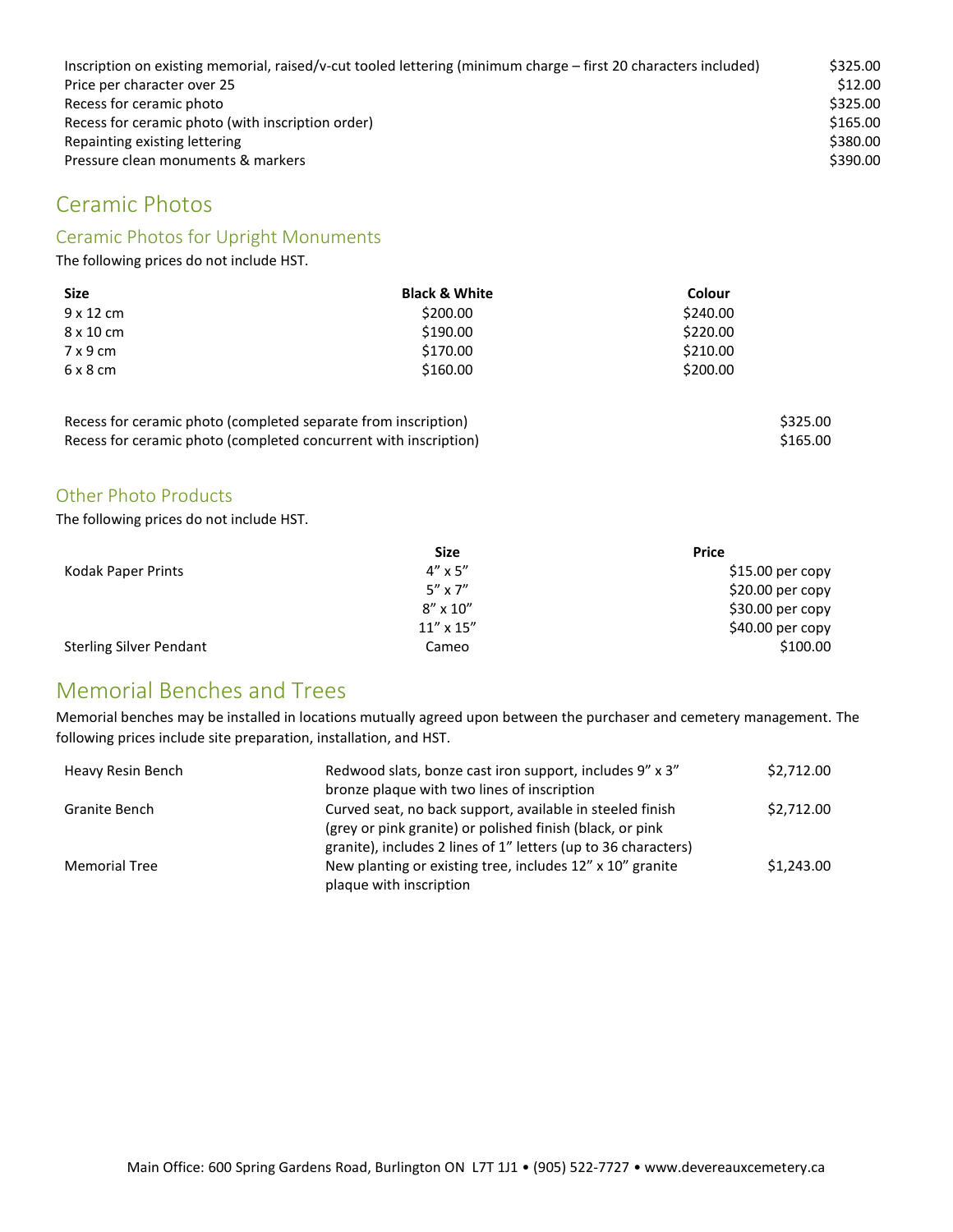| | |
|---|---|
| Inscription on existing memorial, raised/v-cut tooled lettering (minimum charge – first 20 characters included) | $325.00 |
| Price per character over 25 | $12.00 |
| Recess for ceramic photo | $325.00 |
| Recess for ceramic photo (with inscription order) | $165.00 |
| Repainting existing lettering | $380.00 |
| Pressure clean monuments & markers | $390.00 |

# Ceramic Photos

## Ceramic Photos for Upright Monuments

The following prices do not include HST.

| Size | Black & White | Colour |
|---|---|---|
| 9 x 12 cm | $200.00 | $240.00 |
| 8 x 10 cm | $190.00 | $220.00 |
| 7 x 9 cm | $170.00 | $210.00 |
| 6 x 8 cm | $160.00 | $200.00 |

| | |
|---|---|
| Recess for ceramic photo (completed separate from inscription) | $325.00 |
| Recess for ceramic photo (completed concurrent with inscription) | $165.00 |

## Other Photo Products

The following prices do not include HST.

| | Size | Price |
|---|---|---|
| Kodak Paper Prints | 4″ x 5″ | $15.00 per copy |
| | 5″ x 7″ | $20.00 per copy |
| | 8″ x 10″ | $30.00 per copy |
| | 11″ x 15″ | $40.00 per copy |
| Sterling Silver Pendant | Cameo | $100.00 |

# Memorial Benches and Trees

Memorial benches may be installed in locations mutually agreed upon between the purchaser and cemetery management. The following prices include site preparation, installation, and HST.

| | | |
|---|---|---|
| Heavy Resin Bench | Redwood slats, bonze cast iron support, includes 9″ x 3″ bronze plaque with two lines of inscription | $2,712.00 |
| Granite Bench | Curved seat, no back support, available in steeled finish (grey or pink granite) or polished finish (black, or pink granite), includes 2 lines of 1″ letters (up to 36 characters) | $2,712.00 |
| Memorial Tree | New planting or existing tree, includes 12″ x 10″ granite plaque with inscription | $1,243.00 |

Main Office: 600 Spring Gardens Road, Burlington ON L7T 1J1 • (905) 522-7727 • www.devereauxcemetery.ca